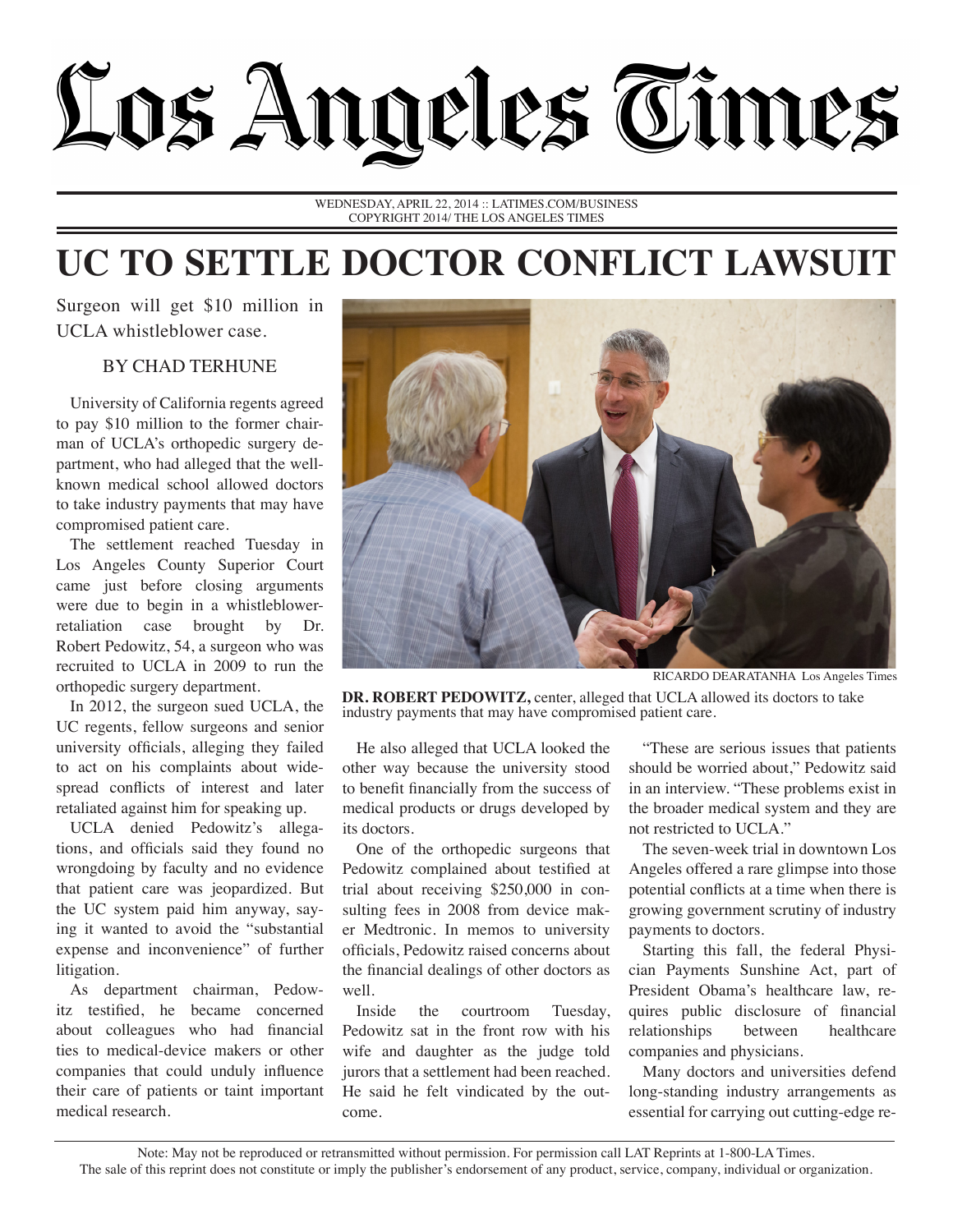# Los Angeles Times

WEDNESDAY, APRIL 22, 2014 :: LATIMES.COM/BUSINESS
COPYRIGHT 2014/ THE LOS ANGELES TIMES

# UC TO SETTLE DOCTOR CONFLICT LAWSUIT

Surgeon will get $10 million in UCLA whistleblower case.

BY CHAD TERHUNE

University of California regents agreed to pay $10 million to the former chairman of UCLA's orthopedic surgery department, who had alleged that the well-known medical school allowed doctors to take industry payments that may have compromised patient care.

The settlement reached Tuesday in Los Angeles County Superior Court came just before closing arguments were due to begin in a whistleblower-retaliation case brought by Dr. Robert Pedowitz, 54, a surgeon who was recruited to UCLA in 2009 to run the orthopedic surgery department.

In 2012, the surgeon sued UCLA, the UC regents, fellow surgeons and senior university officials, alleging they failed to act on his complaints about widespread conflicts of interest and later retaliated against him for speaking up.

UCLA denied Pedowitz's allegations, and officials said they found no wrongdoing by faculty and no evidence that patient care was jeopardized. But the UC system paid him anyway, saying it wanted to avoid the "substantial expense and inconvenience" of further litigation.

As department chairman, Pedowitz testified, he became concerned about colleagues who had financial ties to medical-device makers or other companies that could unduly influence their care of patients or taint important medical research.

RICARDO DEARATANHA Los Angeles Times

**DR. ROBERT PEDOWITZ,** center, alleged that UCLA allowed its doctors to take industry payments that may have compromised patient care.

He also alleged that UCLA looked the other way because the university stood to benefit financially from the success of medical products or drugs developed by its doctors.

One of the orthopedic surgeons that Pedowitz complained about testified at trial about receiving $250,000 in consulting fees in 2008 from device maker Medtronic. In memos to university officials, Pedowitz raised concerns about the financial dealings of other doctors as well.

Inside the courtroom Tuesday, Pedowitz sat in the front row with his wife and daughter as the judge told jurors that a settlement had been reached. He said he felt vindicated by the outcome.

"These are serious issues that patients should be worried about," Pedowitz said in an interview. "These problems exist in the broader medical system and they are not restricted to UCLA."

The seven-week trial in downtown Los Angeles offered a rare glimpse into those potential conflicts at a time when there is growing government scrutiny of industry payments to doctors.

Starting this fall, the federal Physician Payments Sunshine Act, part of President Obama's healthcare law, requires public disclosure of financial relationships between healthcare companies and physicians.

Many doctors and universities defend long-standing industry arrangements as essential for carrying out cutting-edge re-

Note: May not be reproduced or retransmitted without permission. For permission call LAT Reprints at 1-800-LA Times.
The sale of this reprint does not constitute or imply the publisher's endorsement of any product, service, company, individual or organization.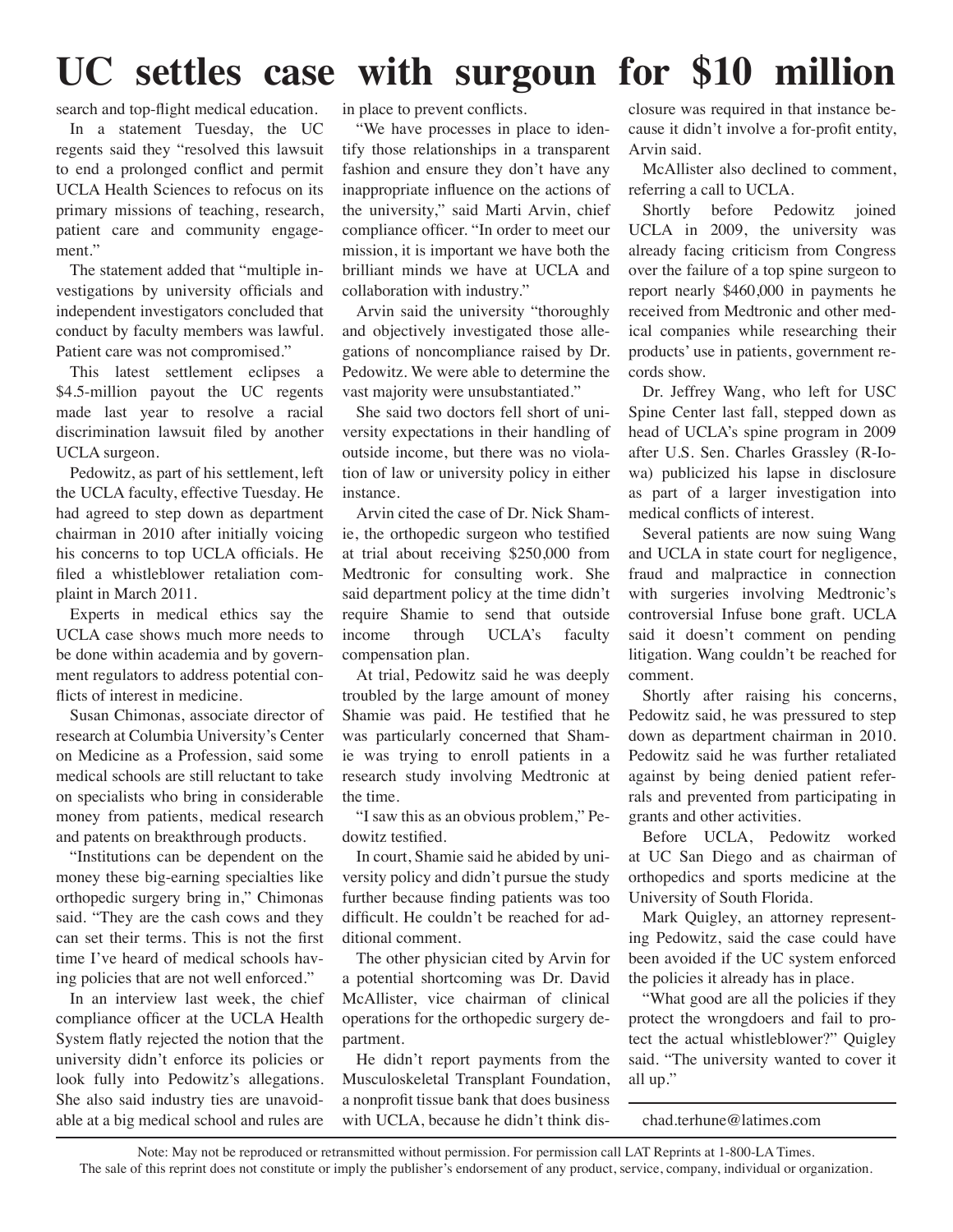# UC settles case with surgoun for $10 million

search and top-flight medical education.

In a statement Tuesday, the UC regents said they "resolved this lawsuit to end a prolonged conflict and permit UCLA Health Sciences to refocus on its primary missions of teaching, research, patient care and community engagement."

The statement added that "multiple investigations by university officials and independent investigators concluded that conduct by faculty members was lawful. Patient care was not compromised."

This latest settlement eclipses a $4.5-million payout the UC regents made last year to resolve a racial discrimination lawsuit filed by another UCLA surgeon.

Pedowitz, as part of his settlement, left the UCLA faculty, effective Tuesday. He had agreed to step down as department chairman in 2010 after initially voicing his concerns to top UCLA officials. He filed a whistleblower retaliation complaint in March 2011.

Experts in medical ethics say the UCLA case shows much more needs to be done within academia and by government regulators to address potential conflicts of interest in medicine.

Susan Chimonas, associate director of research at Columbia University's Center on Medicine as a Profession, said some medical schools are still reluctant to take on specialists who bring in considerable money from patients, medical research and patents on breakthrough products.

"Institutions can be dependent on the money these big-earning specialties like orthopedic surgery bring in," Chimonas said. "They are the cash cows and they can set their terms. This is not the first time I've heard of medical schools having policies that are not well enforced."

In an interview last week, the chief compliance officer at the UCLA Health System flatly rejected the notion that the university didn't enforce its policies or look fully into Pedowitz's allegations. She also said industry ties are unavoidable at a big medical school and rules are in place to prevent conflicts.

"We have processes in place to identify those relationships in a transparent fashion and ensure they don't have any inappropriate influence on the actions of the university," said Marti Arvin, chief compliance officer. "In order to meet our mission, it is important we have both the brilliant minds we have at UCLA and collaboration with industry."

Arvin said the university "thoroughly and objectively investigated those allegations of noncompliance raised by Dr. Pedowitz. We were able to determine the vast majority were unsubstantiated."

She said two doctors fell short of university expectations in their handling of outside income, but there was no violation of law or university policy in either instance.

Arvin cited the case of Dr. Nick Shamie, the orthopedic surgeon who testified at trial about receiving $250,000 from Medtronic for consulting work. She said department policy at the time didn't require Shamie to send that outside income through UCLA's faculty compensation plan.

At trial, Pedowitz said he was deeply troubled by the large amount of money Shamie was paid. He testified that he was particularly concerned that Shamie was trying to enroll patients in a research study involving Medtronic at the time.

"I saw this as an obvious problem," Pedowitz testified.

In court, Shamie said he abided by university policy and didn't pursue the study further because finding patients was too difficult. He couldn't be reached for additional comment.

The other physician cited by Arvin for a potential shortcoming was Dr. David McAllister, vice chairman of clinical operations for the orthopedic surgery department.

He didn't report payments from the Musculoskeletal Transplant Foundation, a nonprofit tissue bank that does business with UCLA, because he didn't think disclosure was required in that instance because it didn't involve a for-profit entity, Arvin said.

McAllister also declined to comment, referring a call to UCLA.

Shortly before Pedowitz joined UCLA in 2009, the university was already facing criticism from Congress over the failure of a top spine surgeon to report nearly $460,000 in payments he received from Medtronic and other medical companies while researching their products' use in patients, government records show.

Dr. Jeffrey Wang, who left for USC Spine Center last fall, stepped down as head of UCLA's spine program in 2009 after U.S. Sen. Charles Grassley (R-Iowa) publicized his lapse in disclosure as part of a larger investigation into medical conflicts of interest.

Several patients are now suing Wang and UCLA in state court for negligence, fraud and malpractice in connection with surgeries involving Medtronic's controversial Infuse bone graft. UCLA said it doesn't comment on pending litigation. Wang couldn't be reached for comment.

Shortly after raising his concerns, Pedowitz said, he was pressured to step down as department chairman in 2010. Pedowitz said he was further retaliated against by being denied patient referrals and prevented from participating in grants and other activities.

Before UCLA, Pedowitz worked at UC San Diego and as chairman of orthopedics and sports medicine at the University of South Florida.

Mark Quigley, an attorney representing Pedowitz, said the case could have been avoided if the UC system enforced the policies it already has in place.

"What good are all the policies if they protect the wrongdoers and fail to protect the actual whistleblower?" Quigley said. "The university wanted to cover it all up."

chad.terhune@latimes.com

Note: May not be reproduced or retransmitted without permission. For permission call LAT Reprints at 1-800-LA Times.
The sale of this reprint does not constitute or imply the publisher's endorsement of any product, service, company, individual or organization.